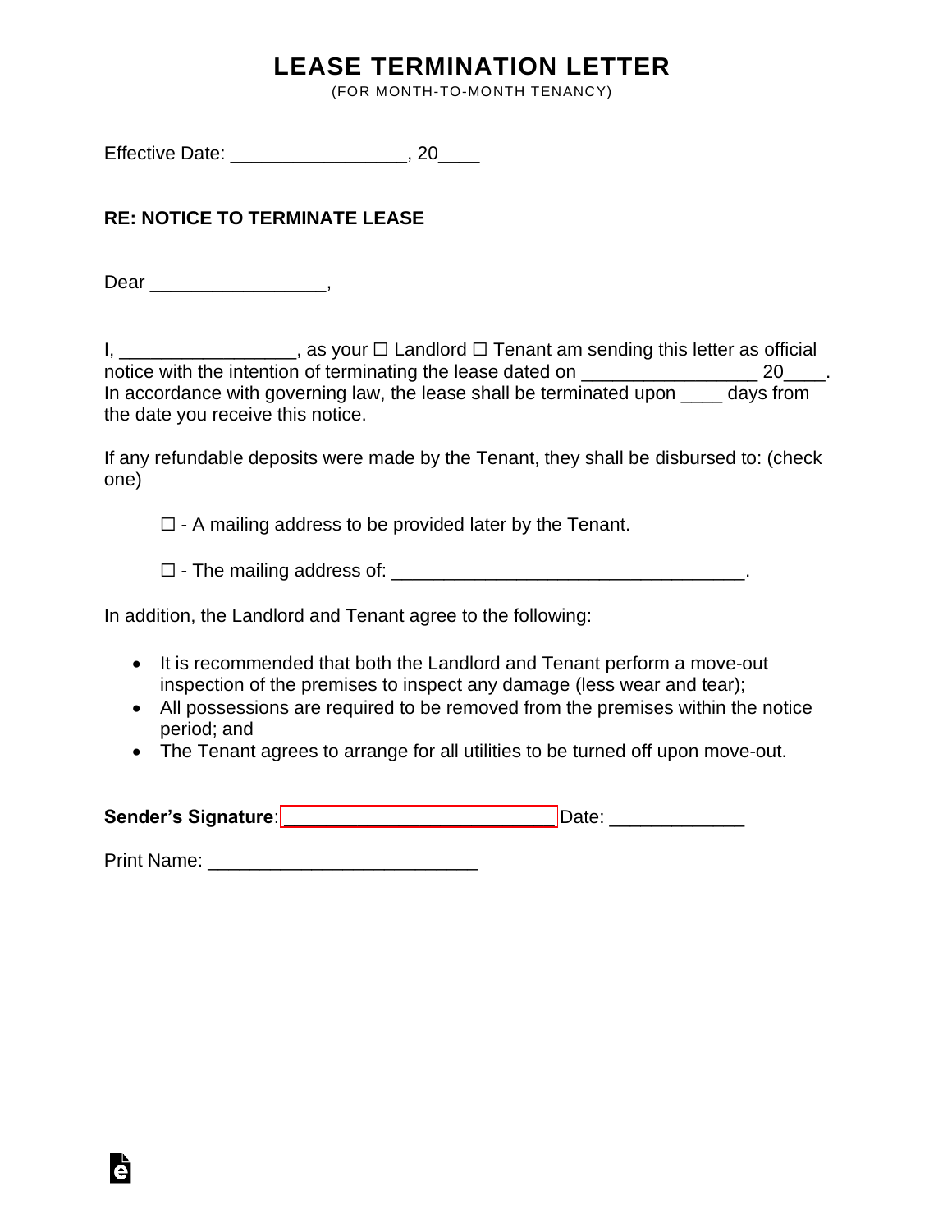# LEASE TERMINATION LETTER

(FOR MONTH-TO-MONTH TENANCY)

Effective Date: _________________, 20____

**RE: NOTICE TO TERMINATE LEASE**

Dear _________________,

I, _________________, as your ☐ Landlord ☐ Tenant am sending this letter as official notice with the intention of terminating the lease dated on _________________ 20____. In accordance with governing law, the lease shall be terminated upon ____ days from the date you receive this notice.

If any refundable deposits were made by the Tenant, they shall be disbursed to: (check one)

☐ - A mailing address to be provided later by the Tenant.

☐ - The mailing address of: ___________________________________.

In addition, the Landlord and Tenant agree to the following:

- It is recommended that both the Landlord and Tenant perform a move-out inspection of the premises to inspect any damage (less wear and tear);
- All possessions are required to be removed from the premises within the notice period; and
- The Tenant agrees to arrange for all utilities to be turned off upon move-out.

**Sender's Signature**: ___________________________ Date: _____________

Print Name: ___________________________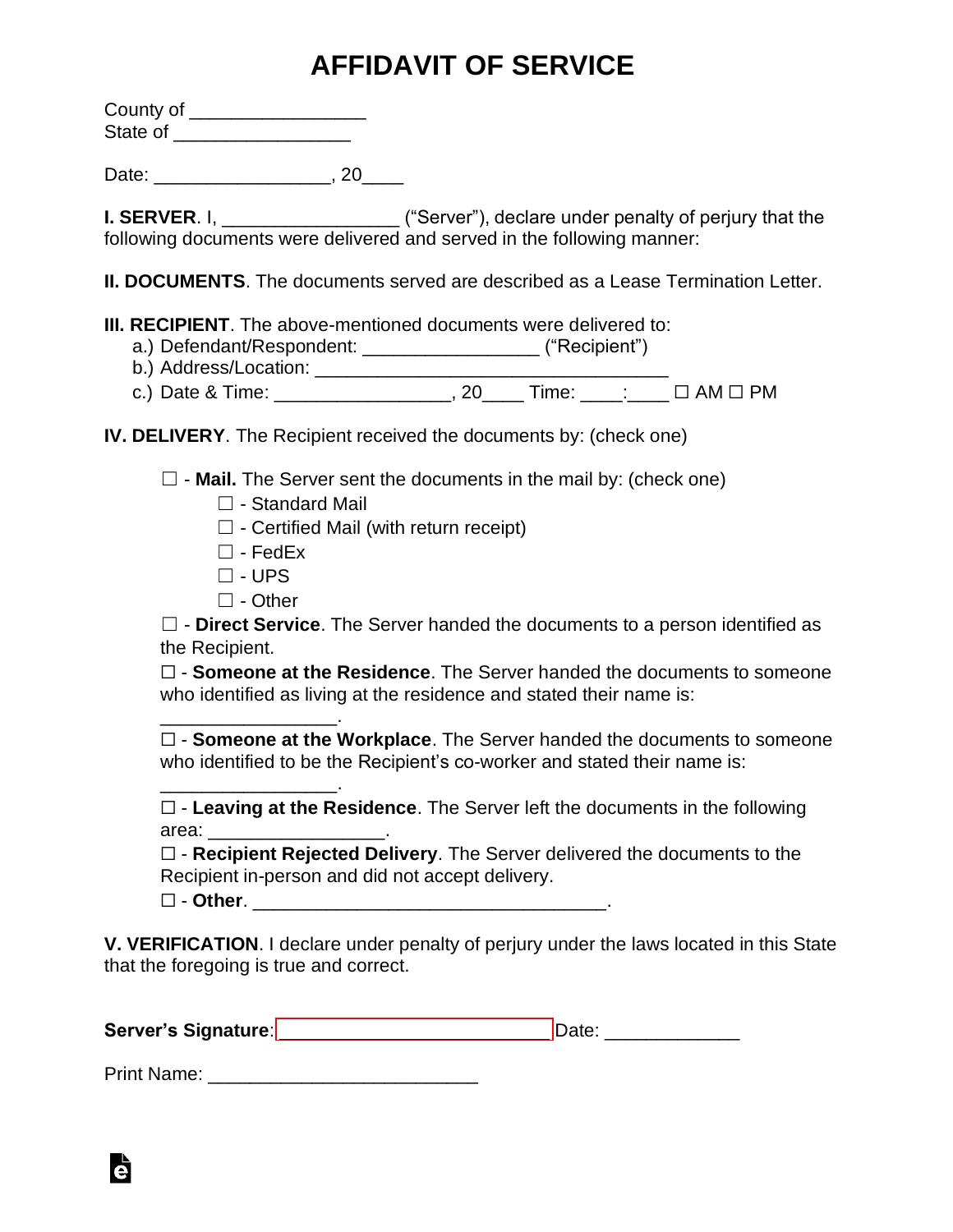# AFFIDAVIT OF SERVICE

County of _________________
State of _________________

Date: _________________, 20____

**I. SERVER**. I, _________________ ("Server"), declare under penalty of perjury that the following documents were delivered and served in the following manner:

**II. DOCUMENTS**. The documents served are described as a Lease Termination Letter.

**III. RECIPIENT**. The above-mentioned documents were delivered to:

a.) Defendant/Respondent: _________________ ("Recipient")
b.) Address/Location: _________________________________
c.) Date & Time: _________________, 20____ Time: ____:____ ☐ AM ☐ PM

**IV. DELIVERY**. The Recipient received the documents by: (check one)

☐ - **Mail.** The Server sent the documents in the mail by: (check one)

- ☐ - Standard Mail
- ☐ - Certified Mail (with return receipt)
- ☐ - FedEx
- ☐ - UPS
- ☐ - Other

☐ - **Direct Service**. The Server handed the documents to a person identified as the Recipient.

☐ - **Someone at the Residence**. The Server handed the documents to someone who identified as living at the residence and stated their name is: _________________.

☐ - **Someone at the Workplace**. The Server handed the documents to someone who identified to be the Recipient's co-worker and stated their name is: _________________.

☐ - **Leaving at the Residence**. The Server left the documents in the following area: _________________.

☐ - **Recipient Rejected Delivery**. The Server delivered the documents to the Recipient in-person and did not accept delivery.

☐ - **Other**. ___________________________________.

**V. VERIFICATION**. I declare under penalty of perjury under the laws located in this State that the foregoing is true and correct.

**Server's Signature**: ___________________________ Date: _____________

Print Name: ___________________________